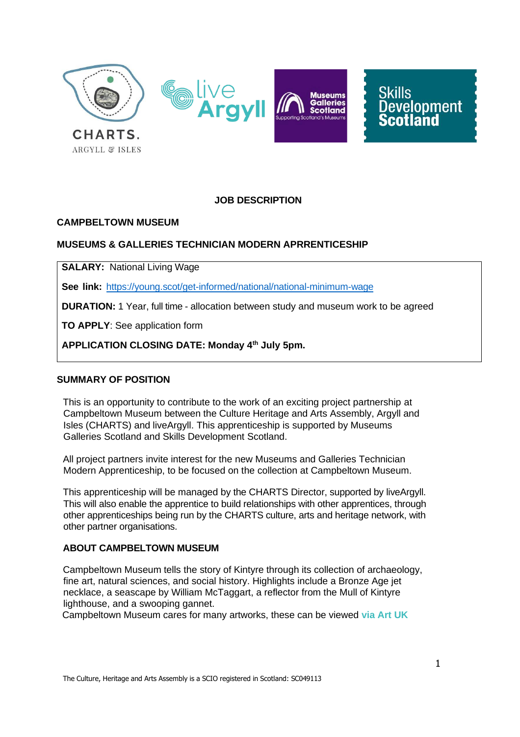# JOB DESCRIPTION

## CAMPBELTOWN MUSEUM

## MUSEUMS & GALLERIES TECHNICIAN MODERN APRRENTICESHIP

**SALARY:** National Living Wage

**See link:** https://young.scot/get-informed/national/national-minimum-wage

**DURATION:** 1 Year, full time - allocation between study and museum work to be agreed

**TO APPLY**: See application form

**APPLICATION CLOSING DATE: Monday 4th July 5pm.**

### SUMMARY OF POSITION

This is an opportunity to contribute to the work of an exciting project partnership at Campbeltown Museum between the Culture Heritage and Arts Assembly, Argyll and Isles (CHARTS) and liveArgyll. This apprenticeship is supported by Museums Galleries Scotland and Skills Development Scotland.

All project partners invite interest for the new Museums and Galleries Technician Modern Apprenticeship, to be focused on the collection at Campbeltown Museum.

This apprenticeship will be managed by the CHARTS Director, supported by liveArgyll. This will also enable the apprentice to build relationships with other apprentices, through other apprenticeships being run by the CHARTS culture, arts and heritage network, with other partner organisations.

### ABOUT CAMPBELTOWN MUSEUM

Campbeltown Museum tells the story of Kintyre through its collection of archaeology, fine art, natural sciences, and social history. Highlights include a Bronze Age jet necklace, a seascape by William McTaggart, a reflector from the Mull of Kintyre lighthouse, and a swooping gannet.
Campbeltown Museum cares for many artworks, these can be viewed **via Art UK**

The Culture, Heritage and Arts Assembly is a SCIO registered in Scotland: SC049113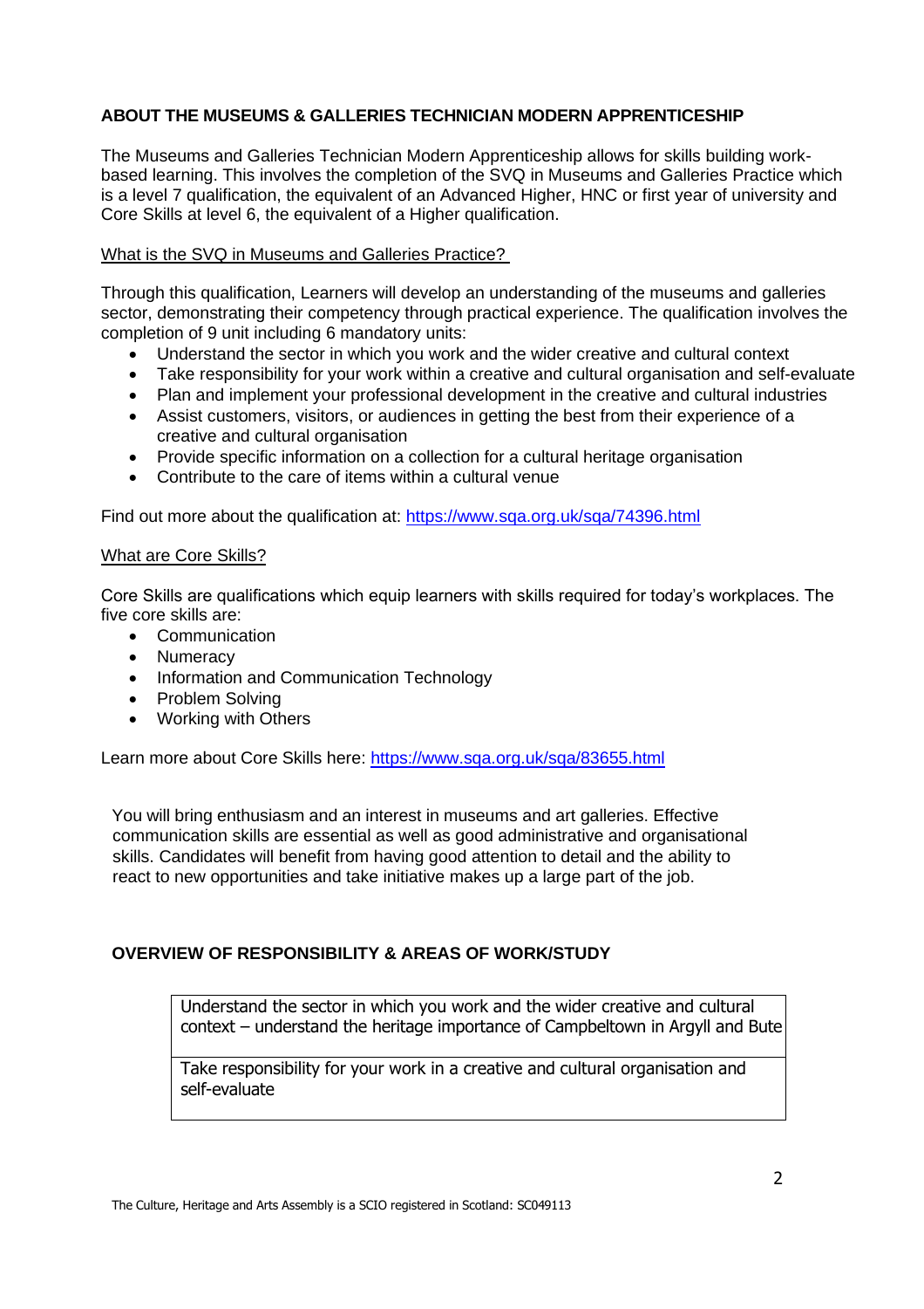## ABOUT THE MUSEUMS & GALLERIES TECHNICIAN MODERN APPRENTICESHIP

The Museums and Galleries Technician Modern Apprenticeship allows for skills building work-based learning. This involves the completion of the SVQ in Museums and Galleries Practice which is a level 7 qualification, the equivalent of an Advanced Higher, HNC or first year of university and Core Skills at level 6, the equivalent of a Higher qualification.

### What is the SVQ in Museums and Galleries Practice?

Through this qualification, Learners will develop an understanding of the museums and galleries sector, demonstrating their competency through practical experience. The qualification involves the completion of 9 unit including 6 mandatory units:

- Understand the sector in which you work and the wider creative and cultural context
- Take responsibility for your work within a creative and cultural organisation and self-evaluate
- Plan and implement your professional development in the creative and cultural industries
- Assist customers, visitors, or audiences in getting the best from their experience of a creative and cultural organisation
- Provide specific information on a collection for a cultural heritage organisation
- Contribute to the care of items within a cultural venue

Find out more about the qualification at: https://www.sqa.org.uk/sqa/74396.html

### What are Core Skills?

Core Skills are qualifications which equip learners with skills required for today's workplaces. The five core skills are:

- Communication
- Numeracy
- Information and Communication Technology
- Problem Solving
- Working with Others

Learn more about Core Skills here: https://www.sqa.org.uk/sqa/83655.html

You will bring enthusiasm and an interest in museums and art galleries. Effective communication skills are essential as well as good administrative and organisational skills. Candidates will benefit from having good attention to detail and the ability to react to new opportunities and take initiative makes up a large part of the job.

## OVERVIEW OF RESPONSIBILITY & AREAS OF WORK/STUDY

| |
|---|
| Understand the sector in which you work and the wider creative and cultural context – understand the heritage importance of Campbeltown in Argyll and Bute |
| Take responsibility for your work in a creative and cultural organisation and self-evaluate |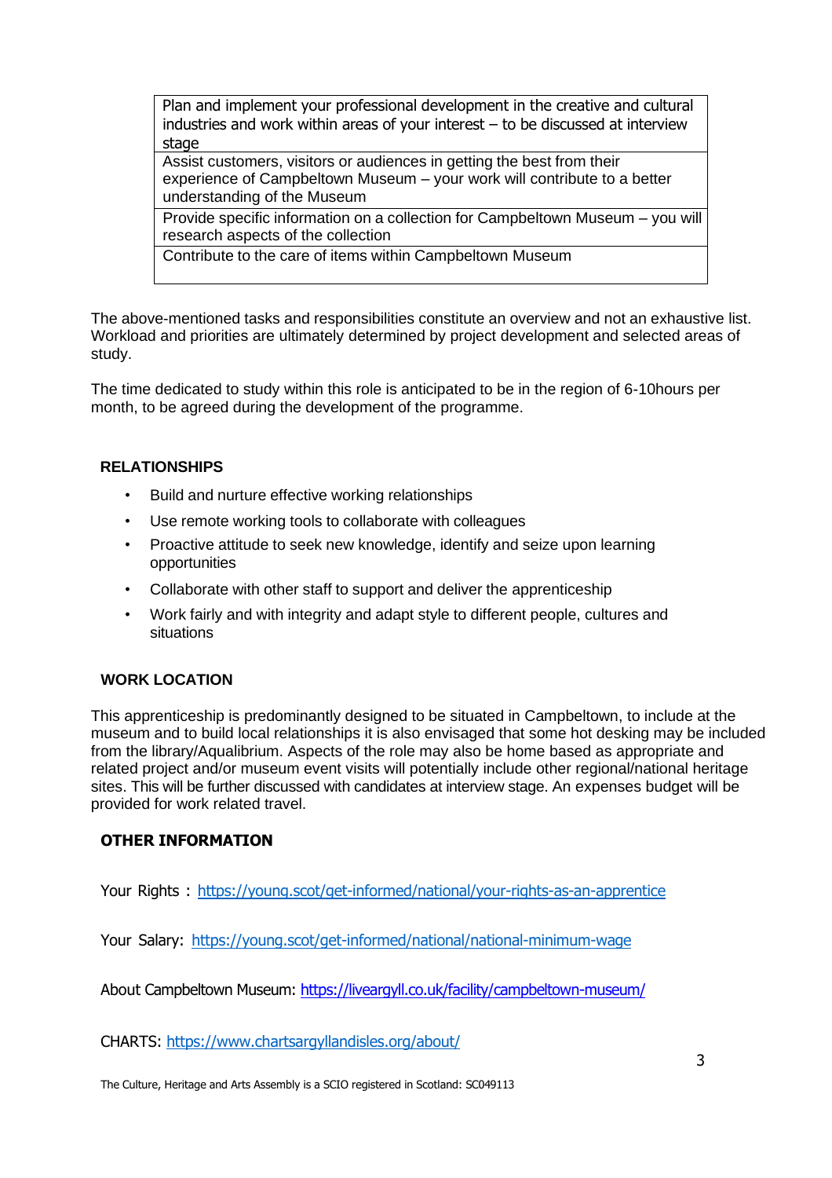| Plan and implement your professional development in the creative and cultural industries and work within areas of your interest – to be discussed at interview stage |
|---|
| Assist customers, visitors or audiences in getting the best from their experience of Campbeltown Museum – your work will contribute to a better understanding of the Museum |
| Provide specific information on a collection for Campbeltown Museum – you will research aspects of the collection |
| Contribute to the care of items within Campbeltown Museum |

The above-mentioned tasks and responsibilities constitute an overview and not an exhaustive list. Workload and priorities are ultimately determined by project development and selected areas of study.

The time dedicated to study within this role is anticipated to be in the region of 6-10hours per month, to be agreed during the development of the programme.

## RELATIONSHIPS

- Build and nurture effective working relationships
- Use remote working tools to collaborate with colleagues
- Proactive attitude to seek new knowledge, identify and seize upon learning opportunities
- Collaborate with other staff to support and deliver the apprenticeship
- Work fairly and with integrity and adapt style to different people, cultures and situations

## WORK LOCATION

This apprenticeship is predominantly designed to be situated in Campbeltown, to include at the museum and to build local relationships it is also envisaged that some hot desking may be included from the library/Aqualibrium. Aspects of the role may also be home based as appropriate and related project and/or museum event visits will potentially include other regional/national heritage sites. This will be further discussed with candidates at interview stage. An expenses budget will be provided for work related travel.

## OTHER INFORMATION

Your Rights : https://young.scot/get-informed/national/your-rights-as-an-apprentice

Your Salary: https://young.scot/get-informed/national/national-minimum-wage

About Campbeltown Museum: https://liveargyll.co.uk/facility/campbeltown-museum/

CHARTS: https://www.chartsargyllandisles.org/about/

The Culture, Heritage and Arts Assembly is a SCIO registered in Scotland: SC049113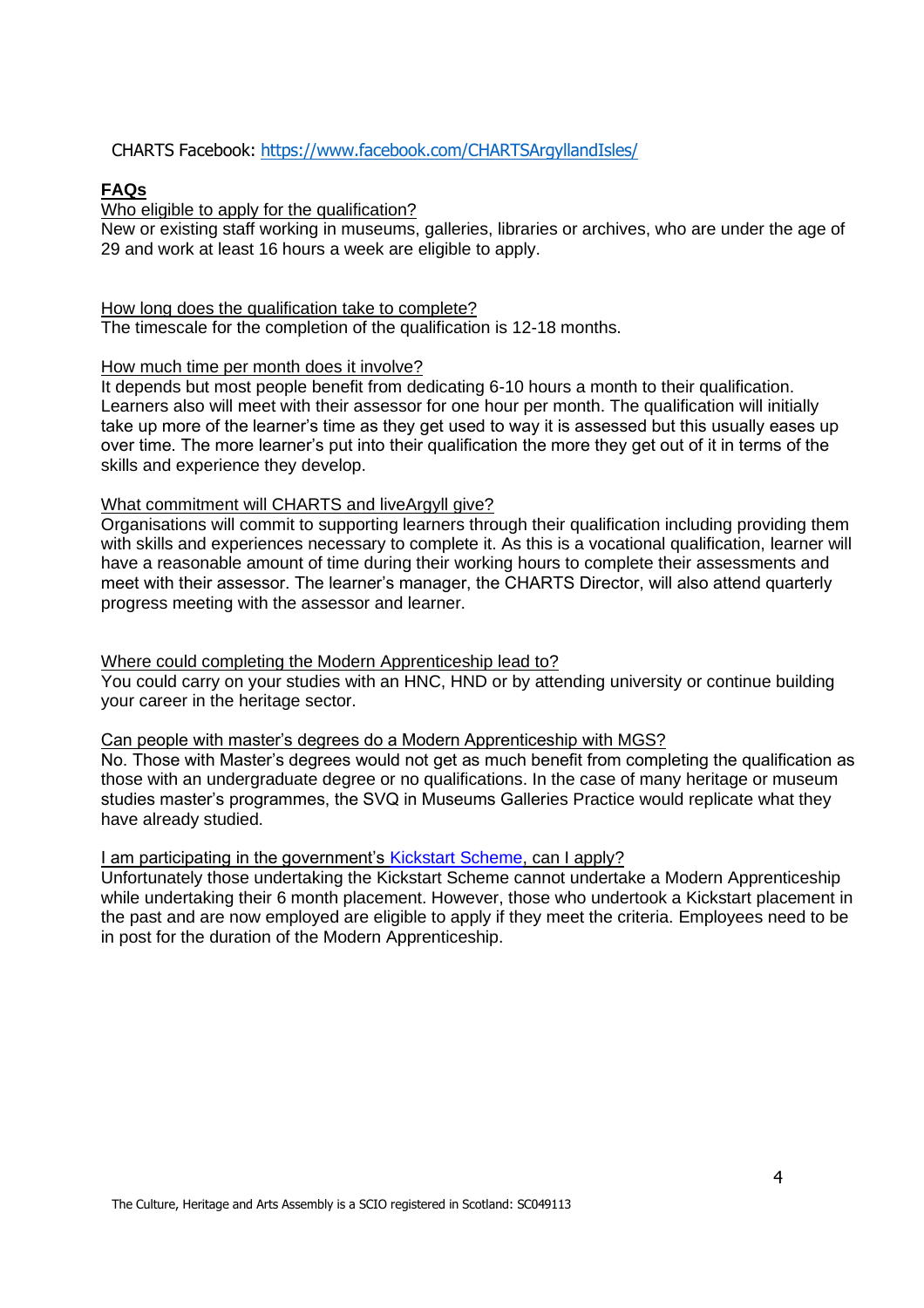CHARTS Facebook: https://www.facebook.com/CHARTSArgyllandIsles/

## FAQs

Who eligible to apply for the qualification?

New or existing staff working in museums, galleries, libraries or archives, who are under the age of 29 and work at least 16 hours a week are eligible to apply.

How long does the qualification take to complete?

The timescale for the completion of the qualification is 12-18 months.

How much time per month does it involve?

It depends but most people benefit from dedicating 6-10 hours a month to their qualification. Learners also will meet with their assessor for one hour per month. The qualification will initially take up more of the learner's time as they get used to way it is assessed but this usually eases up over time. The more learner's put into their qualification the more they get out of it in terms of the skills and experience they develop.

What commitment will CHARTS and liveArgyll give?

Organisations will commit to supporting learners through their qualification including providing them with skills and experiences necessary to complete it. As this is a vocational qualification, learner will have a reasonable amount of time during their working hours to complete their assessments and meet with their assessor. The learner's manager, the CHARTS Director, will also attend quarterly progress meeting with the assessor and learner.

Where could completing the Modern Apprenticeship lead to?

You could carry on your studies with an HNC, HND or by attending university or continue building your career in the heritage sector.

Can people with master's degrees do a Modern Apprenticeship with MGS?

No. Those with Master's degrees would not get as much benefit from completing the qualification as those with an undergraduate degree or no qualifications. In the case of many heritage or museum studies master's programmes, the SVQ in Museums Galleries Practice would replicate what they have already studied.

I am participating in the government's Kickstart Scheme, can I apply?

Unfortunately those undertaking the Kickstart Scheme cannot undertake a Modern Apprenticeship while undertaking their 6 month placement. However, those who undertook a Kickstart placement in the past and are now employed are eligible to apply if they meet the criteria. Employees need to be in post for the duration of the Modern Apprenticeship.

The Culture, Heritage and Arts Assembly is a SCIO registered in Scotland: SC049113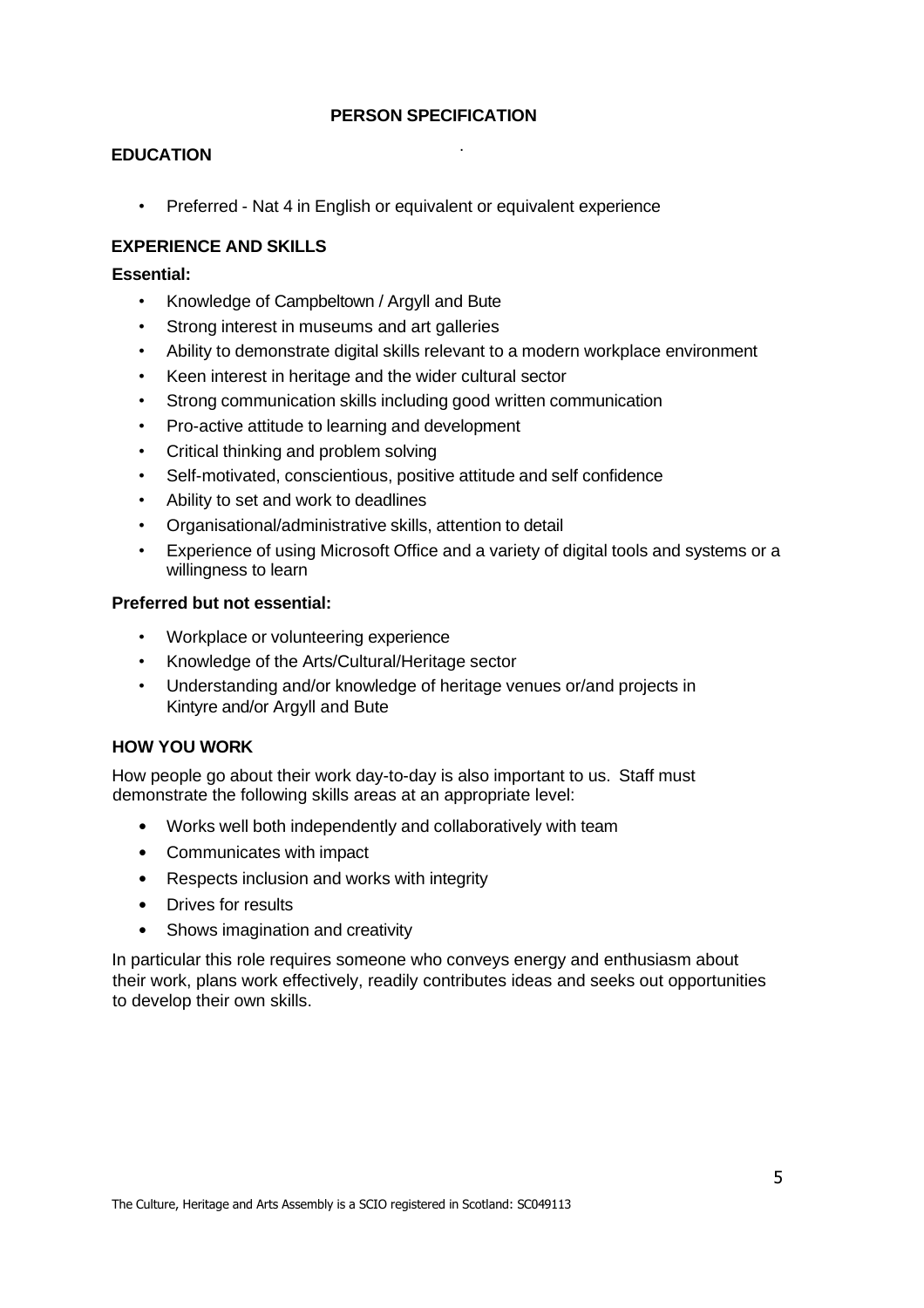# PERSON SPECIFICATION

## EDUCATION

- Preferred - Nat 4 in English or equivalent or equivalent experience

## EXPERIENCE AND SKILLS

**Essential:**

- Knowledge of Campbeltown / Argyll and Bute
- Strong interest in museums and art galleries
- Ability to demonstrate digital skills relevant to a modern workplace environment
- Keen interest in heritage and the wider cultural sector
- Strong communication skills including good written communication
- Pro-active attitude to learning and development
- Critical thinking and problem solving
- Self-motivated, conscientious, positive attitude and self confidence
- Ability to set and work to deadlines
- Organisational/administrative skills, attention to detail
- Experience of using Microsoft Office and a variety of digital tools and systems or a willingness to learn

**Preferred but not essential:**

- Workplace or volunteering experience
- Knowledge of the Arts/Cultural/Heritage sector
- Understanding and/or knowledge of heritage venues or/and projects in Kintyre and/or Argyll and Bute

## HOW YOU WORK

How people go about their work day-to-day is also important to us. Staff must demonstrate the following skills areas at an appropriate level:

- Works well both independently and collaboratively with team
- Communicates with impact
- Respects inclusion and works with integrity
- Drives for results
- Shows imagination and creativity

In particular this role requires someone who conveys energy and enthusiasm about their work, plans work effectively, readily contributes ideas and seeks out opportunities to develop their own skills.

The Culture, Heritage and Arts Assembly is a SCIO registered in Scotland: SC049113